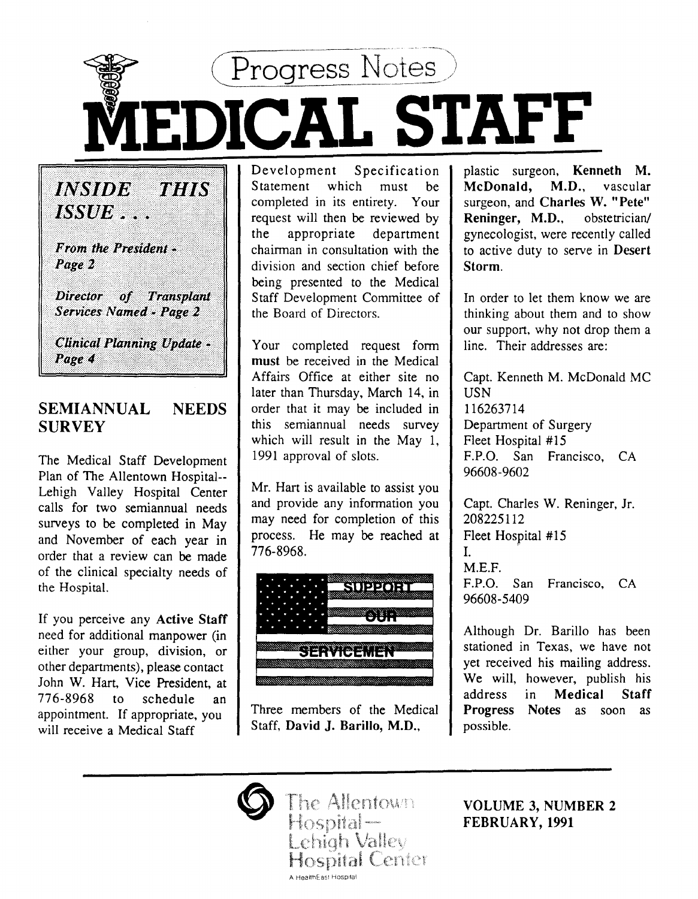# Progress Notes

# MEDICAL STAFF

> ***INSIDE THIS ISSUE . . .***
>
> *From the President - Page 2*
>
> *Director of Transplant Services Named - Page 2*
>
> *Clinical Planning Update - Page 4*

## SEMIANNUAL NEEDS SURVEY

The Medical Staff Development Plan of The Allentown Hospital--Lehigh Valley Hospital Center calls for two semiannual needs surveys to be completed in May and November of each year in order that a review can be made of the clinical specialty needs of the Hospital.

If you perceive any **Active Staff** need for additional manpower (in either your group, division, or other departments), please contact John W. Hart, Vice President, at 776-8968 to schedule an appointment. If appropriate, you will receive a Medical Staff Development Specification Statement which must be completed in its entirety. Your request will then be reviewed by the appropriate department chairman in consultation with the division and section chief before being presented to the Medical Staff Development Committee of the Board of Directors.

Your completed request form **must** be received in the Medical Affairs Office at either site no later than Thursday, March 14, in order that it may be included in this semiannual needs survey which will result in the May 1, 1991 approval of slots.

Mr. Hart is available to assist you and provide any information you may need for completion of this process. He may be reached at 776-8968.

SUPPORT OUR SERVICEMEN

Three members of the Medical Staff, **David J. Barillo, M.D.**, plastic surgeon, **Kenneth M. McDonald, M.D.**, vascular surgeon, and **Charles W. "Pete" Reninger, M.D.**, obstetrician/gynecologist, were recently called to active duty to serve in **Desert Storm**.

In order to let them know we are thinking about them and to show our support, why not drop them a line. Their addresses are:

Capt. Kenneth M. McDonald MC USN
116263714
Department of Surgery
Fleet Hospital #15
F.P.O. San Francisco, CA 96608-9602

Capt. Charles W. Reninger, Jr.
208225112
Fleet Hospital #15
I.
M.E.F.
F.P.O. San Francisco, CA 96608-5409

Although Dr. Barillo has been stationed in Texas, we have not yet received his mailing address. We will, however, publish his address in **Medical Staff Progress Notes** as soon as possible.

The Allentown Hospital—Lehigh Valley Hospital Center
A HealthEast Hospital

**VOLUME 3, NUMBER 2**
**FEBRUARY, 1991**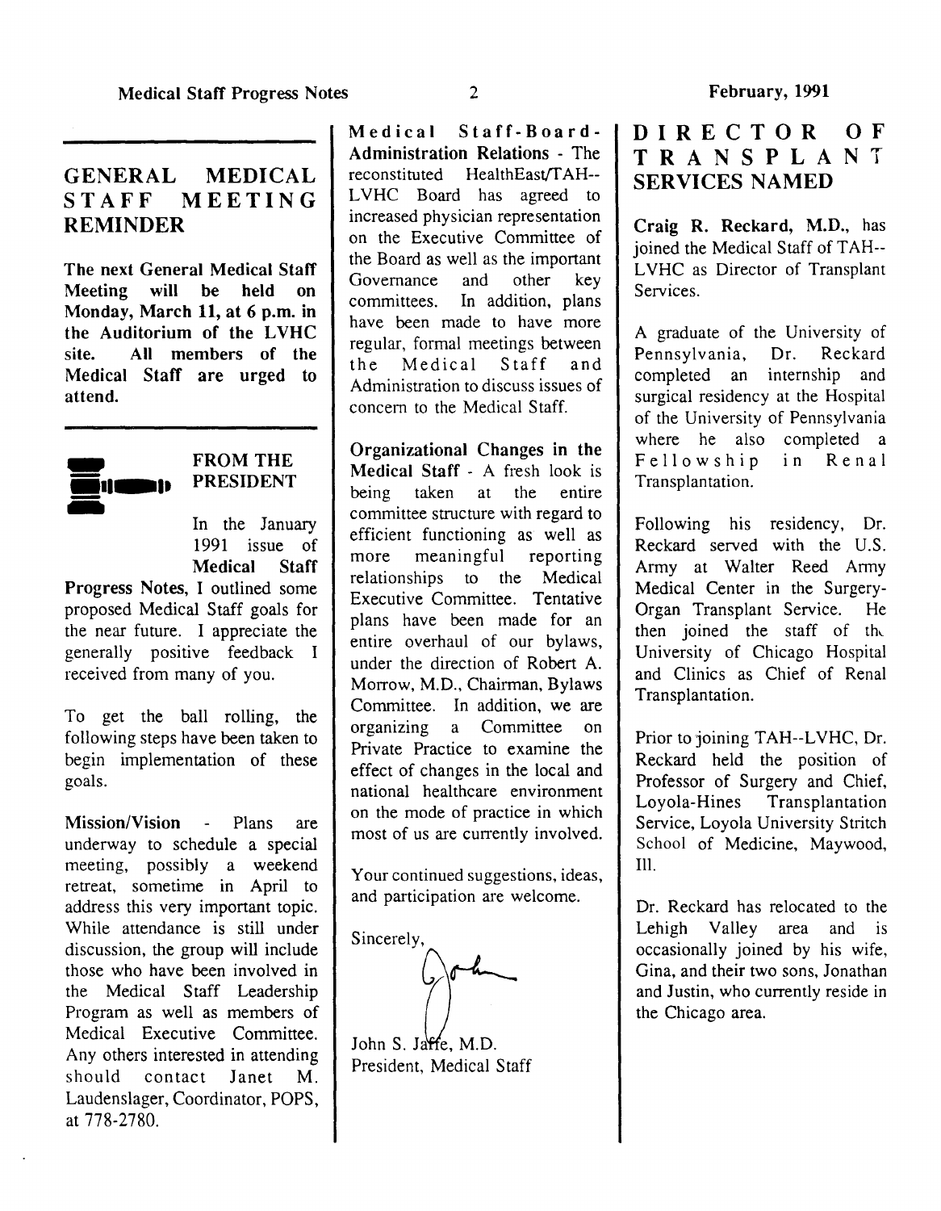## GENERAL MEDICAL STAFF MEETING REMINDER

**The next General Medical Staff Meeting will be held on Monday, March 11, at 6 p.m. in the Auditorium of the LVHC site. All members of the Medical Staff are urged to attend.**

## FROM THE PRESIDENT

In the January 1991 issue of **Medical Staff Progress Notes**, I outlined some proposed Medical Staff goals for the near future. I appreciate the generally positive feedback I received from many of you.

To get the ball rolling, the following steps have been taken to begin implementation of these goals.

**Mission/Vision** - Plans are underway to schedule a special meeting, possibly a weekend retreat, sometime in April to address this very important topic. While attendance is still under discussion, the group will include those who have been involved in the Medical Staff Leadership Program as well as members of Medical Executive Committee. Any others interested in attending should contact Janet M. Laudenslager, Coordinator, POPS, at 778-2780.

**Medical Staff-Board-Administration Relations** - The reconstituted HealthEast/TAH--LVHC Board has agreed to increased physician representation on the Executive Committee of the Board as well as the important Governance and other key committees. In addition, plans have been made to have more regular, formal meetings between the Medical Staff and Administration to discuss issues of concern to the Medical Staff.

**Organizational Changes in the Medical Staff** - A fresh look is being taken at the entire committee structure with regard to efficient functioning as well as more meaningful reporting relationships to the Medical Executive Committee. Tentative plans have been made for an entire overhaul of our bylaws, under the direction of Robert A. Morrow, M.D., Chairman, Bylaws Committee. In addition, we are organizing a Committee on Private Practice to examine the effect of changes in the local and national healthcare environment on the mode of practice in which most of us are currently involved.

Your continued suggestions, ideas, and participation are welcome.

Sincerely,

John S. Jaffe, M.D.
President, Medical Staff

## DIRECTOR OF TRANSPLANT SERVICES NAMED

**Craig R. Reckard, M.D.,** has joined the Medical Staff of TAH--LVHC as Director of Transplant Services.

A graduate of the University of Pennsylvania, Dr. Reckard completed an internship and surgical residency at the Hospital of the University of Pennsylvania where he also completed a Fellowship in Renal Transplantation.

Following his residency, Dr. Reckard served with the U.S. Army at Walter Reed Army Medical Center in the Surgery-Organ Transplant Service. He then joined the staff of the University of Chicago Hospital and Clinics as Chief of Renal Transplantation.

Prior to joining TAH--LVHC, Dr. Reckard held the position of Professor of Surgery and Chief, Loyola-Hines Transplantation Service, Loyola University Stritch School of Medicine, Maywood, Ill.

Dr. Reckard has relocated to the Lehigh Valley area and is occasionally joined by his wife, Gina, and their two sons, Jonathan and Justin, who currently reside in the Chicago area.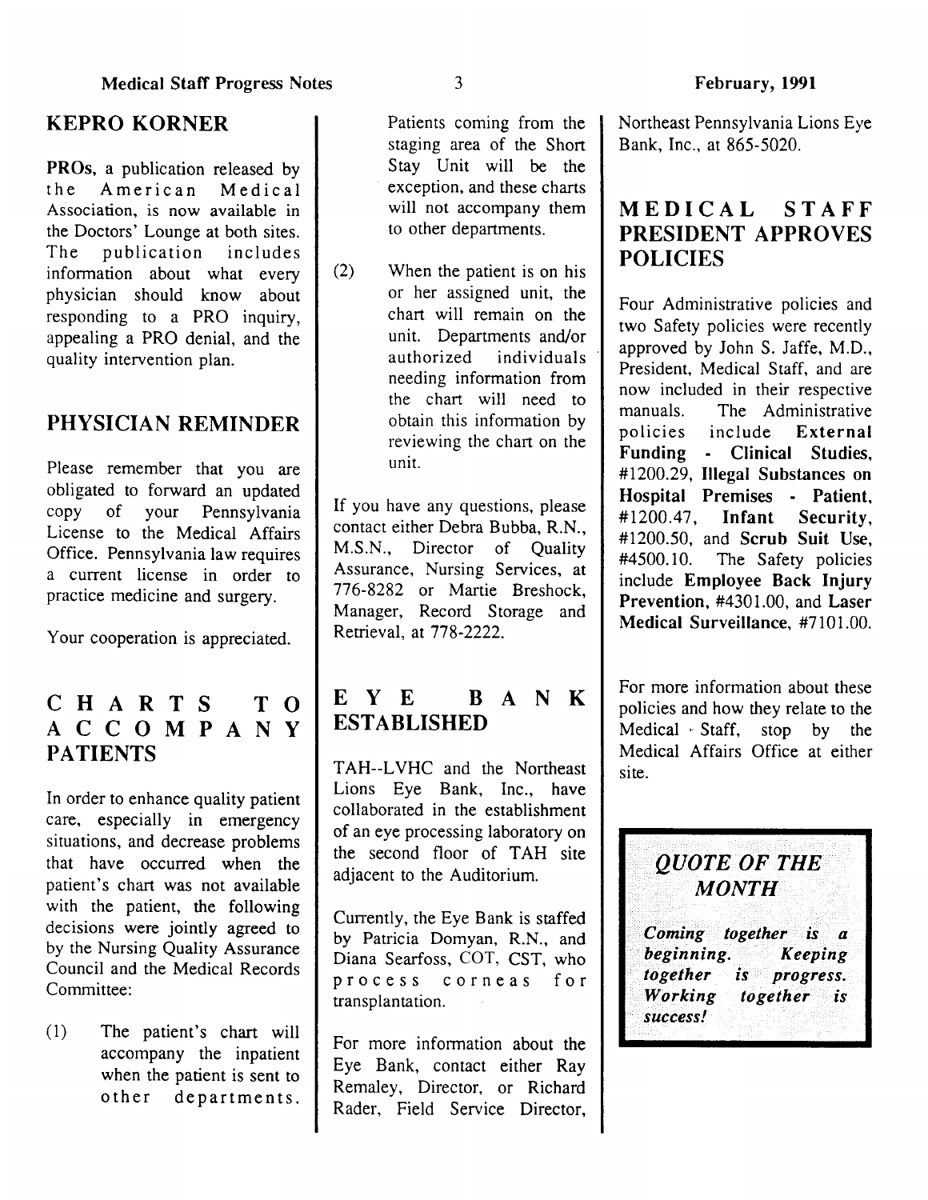## KEPRO KORNER

**PROs**, a publication released by the American Medical Association, is now available in the Doctors' Lounge at both sites. The publication includes information about what every physician should know about responding to a PRO inquiry, appealing a PRO denial, and the quality intervention plan.

## PHYSICIAN REMINDER

Please remember that you are obligated to forward an updated copy of your Pennsylvania License to the Medical Affairs Office. Pennsylvania law requires a current license in order to practice medicine and surgery.

Your cooperation is appreciated.

## CHARTS TO ACCOMPANY PATIENTS

In order to enhance quality patient care, especially in emergency situations, and decrease problems that have occurred when the patient's chart was not available with the patient, the following decisions were jointly agreed to by the Nursing Quality Assurance Council and the Medical Records Committee:

(1) The patient's chart will accompany the inpatient when the patient is sent to other departments. Patients coming from the staging area of the Short Stay Unit will be the exception, and these charts will not accompany them to other departments.

(2) When the patient is on his or her assigned unit, the chart will remain on the unit. Departments and/or authorized individuals needing information from the chart will need to obtain this information by reviewing the chart on the unit.

If you have any questions, please contact either Debra Bubba, R.N., M.S.N., Director of Quality Assurance, Nursing Services, at 776-8282 or Martie Breshock, Manager, Record Storage and Retrieval, at 778-2222.

## EYE BANK ESTABLISHED

TAH--LVHC and the Northeast Lions Eye Bank, Inc., have collaborated in the establishment of an eye processing laboratory on the second floor of TAH site adjacent to the Auditorium.

Currently, the Eye Bank is staffed by Patricia Domyan, R.N., and Diana Searfoss, COT, CST, who process corneas for transplantation.

For more information about the Eye Bank, contact either Ray Remaley, Director, or Richard Rader, Field Service Director, Northeast Pennsylvania Lions Eye Bank, Inc., at 865-5020.

## MEDICAL STAFF PRESIDENT APPROVES POLICIES

Four Administrative policies and two Safety policies were recently approved by John S. Jaffe, M.D., President, Medical Staff, and are now included in their respective manuals. The Administrative policies include **External Funding - Clinical Studies**, #1200.29, **Illegal Substances on Hospital Premises - Patient**, #1200.47, **Infant Security**, #1200.50, and **Scrub Suit Use**, #4500.10. The Safety policies include **Employee Back Injury Prevention**, #4301.00, and **Laser Medical Surveillance**, #7101.00.

For more information about these policies and how they relate to the Medical Staff, stop by the Medical Affairs Office at either site.

### *QUOTE OF THE MONTH*

***Coming together is a beginning. Keeping together is progress. Working together is success!***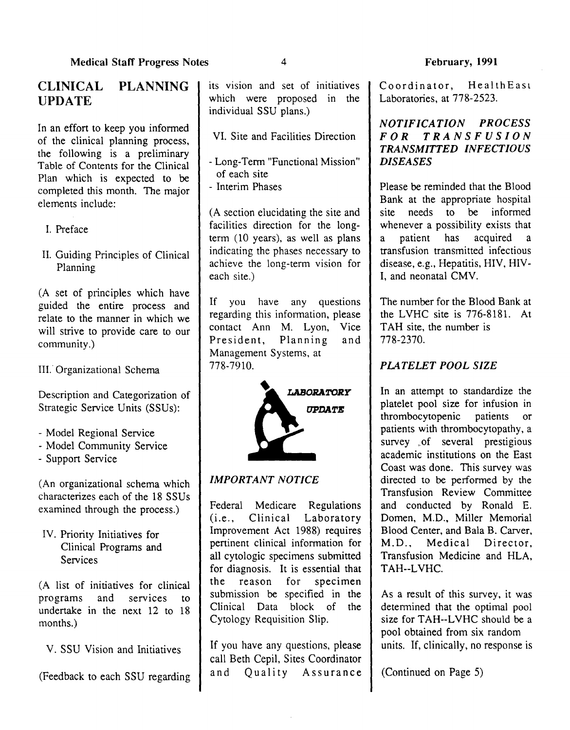## CLINICAL PLANNING UPDATE

In an effort to keep you informed of the clinical planning process, the following is a preliminary Table of Contents for the Clinical Plan which is expected to be completed this month. The major elements include:

I. Preface

II. Guiding Principles of Clinical Planning

(A set of principles which have guided the entire process and relate to the manner in which we will strive to provide care to our community.)

III. Organizational Schema

Description and Categorization of Strategic Service Units (SSUs):

- Model Regional Service
- Model Community Service
- Support Service

(An organizational schema which characterizes each of the 18 SSUs examined through the process.)

IV. Priority Initiatives for Clinical Programs and Services

(A list of initiatives for clinical programs and services to undertake in the next 12 to 18 months.)

V. SSU Vision and Initiatives

(Feedback to each SSU regarding its vision and set of initiatives which were proposed in the individual SSU plans.)

VI. Site and Facilities Direction

- Long-Term "Functional Mission" of each site
- Interim Phases

(A section elucidating the site and facilities direction for the long-term (10 years), as well as plans indicating the phases necessary to achieve the long-term vision for each site.)

If you have any questions regarding this information, please contact Ann M. Lyon, Vice President, Planning and Management Systems, at 778-7910.

## LABORATORY UPDATE

### *IMPORTANT NOTICE*

Federal Medicare Regulations (i.e., Clinical Laboratory Improvement Act 1988) requires pertinent clinical information for all cytologic specimens submitted for diagnosis. It is essential that the reason for specimen submission be specified in the Clinical Data block of the Cytology Requisition Slip.

If you have any questions, please call Beth Cepil, Sites Coordinator and Quality Assurance Coordinator, HealthEast Laboratories, at 778-2523.

### *NOTIFICATION PROCESS FOR TRANSFUSION TRANSMITTED INFECTIOUS DISEASES*

Please be reminded that the Blood Bank at the appropriate hospital site needs to be informed whenever a possibility exists that a patient has acquired a transfusion transmitted infectious disease, e.g., Hepatitis, HIV, HIV-I, and neonatal CMV.

The number for the Blood Bank at the LVHC site is 776-8181. At TAH site, the number is 778-2370.

### *PLATELET POOL SIZE*

In an attempt to standardize the platelet pool size for infusion in thrombocytopenic patients or patients with thrombocytopathy, a survey of several prestigious academic institutions on the East Coast was done. This survey was directed to be performed by the Transfusion Review Committee and conducted by Ronald E. Domen, M.D., Miller Memorial Blood Center, and Bala B. Carver, M.D., Medical Director, Transfusion Medicine and HLA, TAH--LVHC.

As a result of this survey, it was determined that the optimal pool size for TAH--LVHC should be a pool obtained from six random units. If, clinically, no response is

(Continued on Page 5)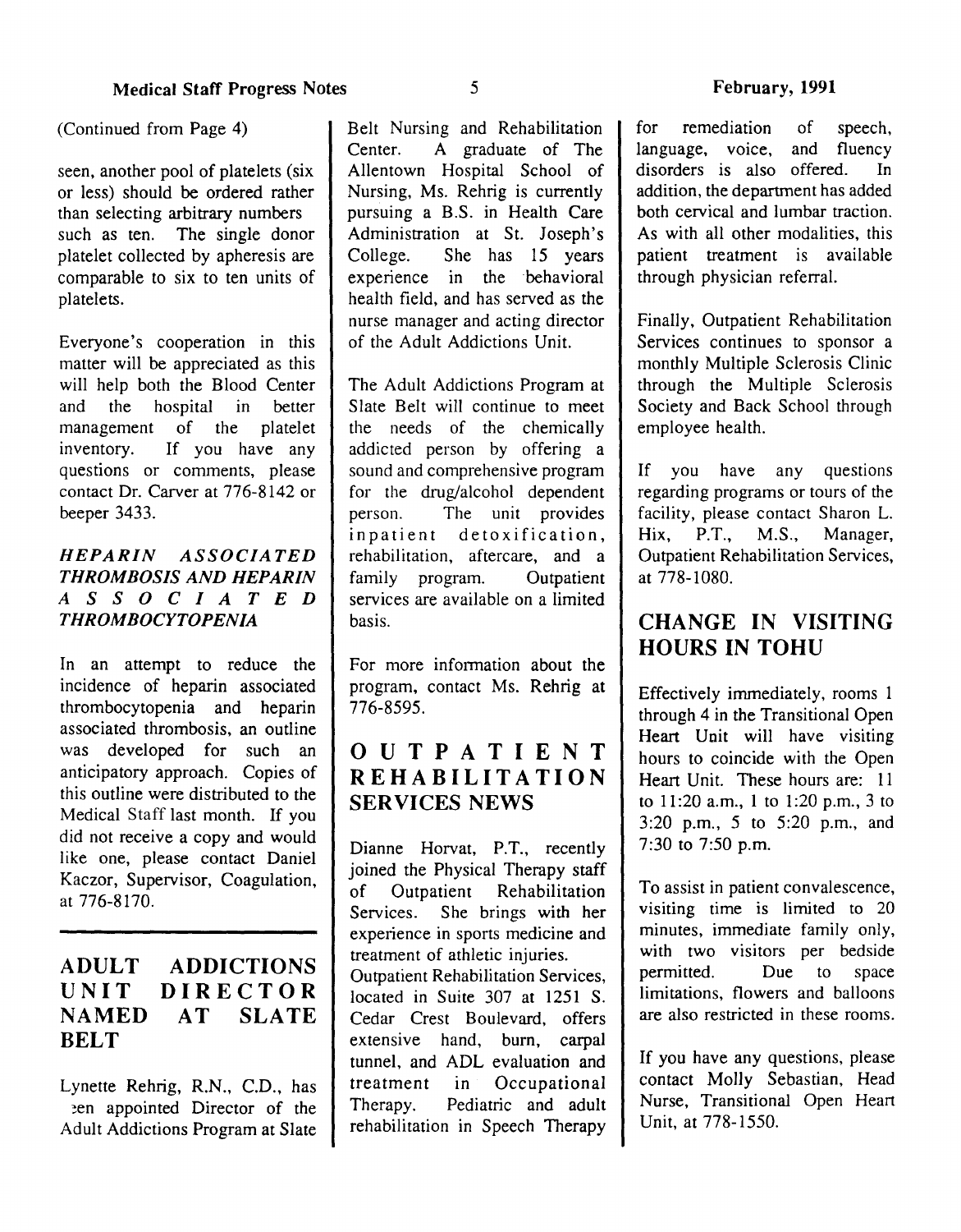(Continued from Page 4)

seen, another pool of platelets (six or less) should be ordered rather than selecting arbitrary numbers such as ten. The single donor platelet collected by apheresis are comparable to six to ten units of platelets.

Everyone's cooperation in this matter will be appreciated as this will help both the Blood Center and the hospital in better management of the platelet inventory. If you have any questions or comments, please contact Dr. Carver at 776-8142 or beeper 3433.

### *HEPARIN ASSOCIATED THROMBOSIS AND HEPARIN ASSOCIATED THROMBOCYTOPENIA*

In an attempt to reduce the incidence of heparin associated thrombocytopenia and heparin associated thrombosis, an outline was developed for such an anticipatory approach. Copies of this outline were distributed to the Medical Staff last month. If you did not receive a copy and would like one, please contact Daniel Kaczor, Supervisor, Coagulation, at 776-8170.

## ADULT ADDICTIONS UNIT DIRECTOR NAMED AT SLATE BELT

Lynette Rehrig, R.N., C.D., has been appointed Director of the Adult Addictions Program at Slate Belt Nursing and Rehabilitation Center. A graduate of The Allentown Hospital School of Nursing, Ms. Rehrig is currently pursuing a B.S. in Health Care Administration at St. Joseph's College. She has 15 years experience in the behavioral health field, and has served as the nurse manager and acting director of the Adult Addictions Unit.

The Adult Addictions Program at Slate Belt will continue to meet the needs of the chemically addicted person by offering a sound and comprehensive program for the drug/alcohol dependent person. The unit provides inpatient detoxification, rehabilitation, aftercare, and a family program. Outpatient services are available on a limited basis.

For more information about the program, contact Ms. Rehrig at 776-8595.

## OUTPATIENT REHABILITATION SERVICES NEWS

Dianne Horvat, P.T., recently joined the Physical Therapy staff of Outpatient Rehabilitation Services. She brings with her experience in sports medicine and treatment of athletic injuries.

Outpatient Rehabilitation Services, located in Suite 307 at 1251 S. Cedar Crest Boulevard, offers extensive hand, burn, carpal tunnel, and ADL evaluation and treatment in Occupational Therapy. Pediatric and adult rehabilitation in Speech Therapy for remediation of speech, language, voice, and fluency disorders is also offered. In addition, the department has added both cervical and lumbar traction. As with all other modalities, this patient treatment is available through physician referral.

Finally, Outpatient Rehabilitation Services continues to sponsor a monthly Multiple Sclerosis Clinic through the Multiple Sclerosis Society and Back School through employee health.

If you have any questions regarding programs or tours of the facility, please contact Sharon L. Hix, P.T., M.S., Manager, Outpatient Rehabilitation Services, at 778-1080.

## CHANGE IN VISITING HOURS IN TOHU

Effectively immediately, rooms 1 through 4 in the Transitional Open Heart Unit will have visiting hours to coincide with the Open Heart Unit. These hours are: 11 to 11:20 a.m., 1 to 1:20 p.m., 3 to 3:20 p.m., 5 to 5:20 p.m., and 7:30 to 7:50 p.m.

To assist in patient convalescence, visiting time is limited to 20 minutes, immediate family only, with two visitors per bedside permitted. Due to space limitations, flowers and balloons are also restricted in these rooms.

If you have any questions, please contact Molly Sebastian, Head Nurse, Transitional Open Heart Unit, at 778-1550.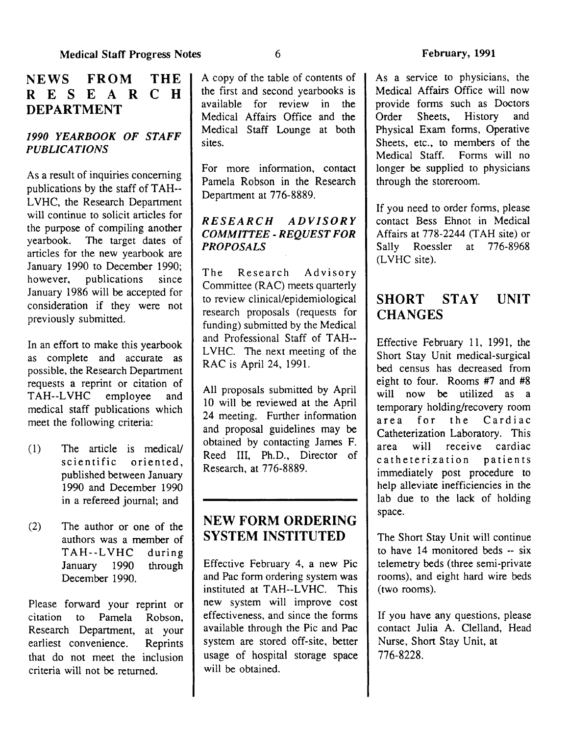## NEWS FROM THE RESEARCH DEPARTMENT

### *1990 YEARBOOK OF STAFF PUBLICATIONS*

As a result of inquiries concerning publications by the staff of TAH--LVHC, the Research Department will continue to solicit articles for the purpose of compiling another yearbook. The target dates of articles for the new yearbook are January 1990 to December 1990; however, publications since January 1986 will be accepted for consideration if they were not previously submitted.

In an effort to make this yearbook as complete and accurate as possible, the Research Department requests a reprint or citation of TAH--LVHC employee and medical staff publications which meet the following criteria:

(1) The article is medical/scientific oriented, published between January 1990 and December 1990 in a refereed journal; and

(2) The author or one of the authors was a member of TAH--LVHC during January 1990 through December 1990.

Please forward your reprint or citation to Pamela Robson, Research Department, at your earliest convenience. Reprints that do not meet the inclusion criteria will not be returned.

A copy of the table of contents of the first and second yearbooks is available for review in the Medical Affairs Office and the Medical Staff Lounge at both sites.

For more information, contact Pamela Robson in the Research Department at 776-8889.

### *RESEARCH ADVISORY COMMITTEE - REQUEST FOR PROPOSALS*

The Research Advisory Committee (RAC) meets quarterly to review clinical/epidemiological research proposals (requests for funding) submitted by the Medical and Professional Staff of TAH--LVHC. The next meeting of the RAC is April 24, 1991.

All proposals submitted by April 10 will be reviewed at the April 24 meeting. Further information and proposal guidelines may be obtained by contacting James F. Reed III, Ph.D., Director of Research, at 776-8889.

## NEW FORM ORDERING SYSTEM INSTITUTED

Effective February 4, a new Pic and Pac form ordering system was instituted at TAH--LVHC. This new system will improve cost effectiveness, and since the forms available through the Pic and Pac system are stored off-site, better usage of hospital storage space will be obtained.

As a service to physicians, the Medical Affairs Office will now provide forms such as Doctors Order Sheets, History and Physical Exam forms, Operative Sheets, etc., to members of the Medical Staff. Forms will no longer be supplied to physicians through the storeroom.

If you need to order forms, please contact Bess Ehnot in Medical Affairs at 778-2244 (TAH site) or Sally Roessler at 776-8968 (LVHC site).

## SHORT STAY UNIT CHANGES

Effective February 11, 1991, the Short Stay Unit medical-surgical bed census has decreased from eight to four. Rooms #7 and #8 will now be utilized as a temporary holding/recovery room area for the Cardiac Catheterization Laboratory. This area will receive cardiac catheterization patients immediately post procedure to help alleviate inefficiencies in the lab due to the lack of holding space.

The Short Stay Unit will continue to have 14 monitored beds -- six telemetry beds (three semi-private rooms), and eight hard wire beds (two rooms).

If you have any questions, please contact Julia A. Clelland, Head Nurse, Short Stay Unit, at 776-8228.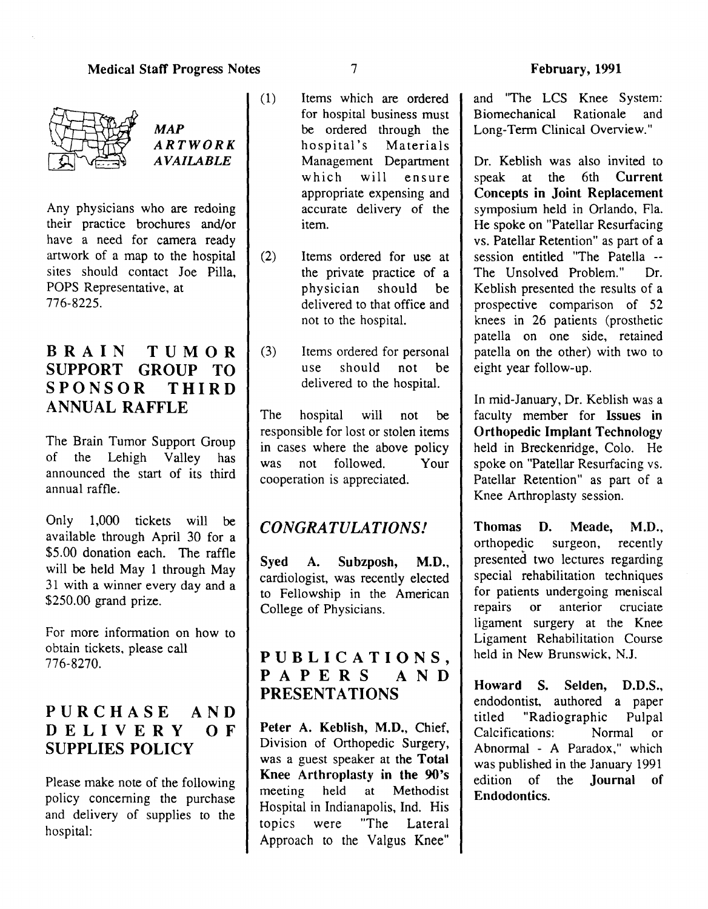## *MAP ARTWORK AVAILABLE*

Any physicians who are redoing their practice brochures and/or have a need for camera ready artwork of a map to the hospital sites should contact Joe Pilla, POPS Representative, at 776-8225.

## BRAIN TUMOR SUPPORT GROUP TO SPONSOR THIRD ANNUAL RAFFLE

The Brain Tumor Support Group of the Lehigh Valley has announced the start of its third annual raffle.

Only 1,000 tickets will be available through April 30 for a $5.00 donation each. The raffle will be held May 1 through May 31 with a winner every day and a $250.00 grand prize.

For more information on how to obtain tickets, please call 776-8270.

## PURCHASE AND DELIVERY OF SUPPLIES POLICY

Please make note of the following policy concerning the purchase and delivery of supplies to the hospital:

(1) Items which are ordered for hospital business must be ordered through the hospital's Materials Management Department which will ensure appropriate expensing and accurate delivery of the item.

(2) Items ordered for use at the private practice of a physician should be delivered to that office and not to the hospital.

(3) Items ordered for personal use should not be delivered to the hospital.

The hospital will not be responsible for lost or stolen items in cases where the above policy was not followed. Your cooperation is appreciated.

## *CONGRATULATIONS!*

**Syed A. Subzposh, M.D.**, cardiologist, was recently elected to Fellowship in the American College of Physicians.

## PUBLICATIONS, PAPERS AND PRESENTATIONS

**Peter A. Keblish, M.D.**, Chief, Division of Orthopedic Surgery, was a guest speaker at the **Total Knee Arthroplasty in the 90's** meeting held at Methodist Hospital in Indianapolis, Ind. His topics were "The Lateral Approach to the Valgus Knee" and "The LCS Knee System: Biomechanical Rationale and Long-Term Clinical Overview."

Dr. Keblish was also invited to speak at the 6th **Current Concepts in Joint Replacement** symposium held in Orlando, Fla. He spoke on "Patellar Resurfacing vs. Patellar Retention" as part of a session entitled "The Patella -- The Unsolved Problem." Dr. Keblish presented the results of a prospective comparison of 52 knees in 26 patients (prosthetic patella on one side, retained patella on the other) with two to eight year follow-up.

In mid-January, Dr. Keblish was a faculty member for **Issues in Orthopedic Implant Technology** held in Breckenridge, Colo. He spoke on "Patellar Resurfacing vs. Patellar Retention" as part of a Knee Arthroplasty session.

**Thomas D. Meade, M.D.**, orthopedic surgeon, recently presented two lectures regarding special rehabilitation techniques for patients undergoing meniscal repairs or anterior cruciate ligament surgery at the Knee Ligament Rehabilitation Course held in New Brunswick, N.J.

**Howard S. Selden, D.D.S.**, endodontist, authored a paper titled "Radiographic Pulpal Calcifications: Normal or Abnormal - A Paradox," which was published in the January 1991 edition of the **Journal of Endodontics**.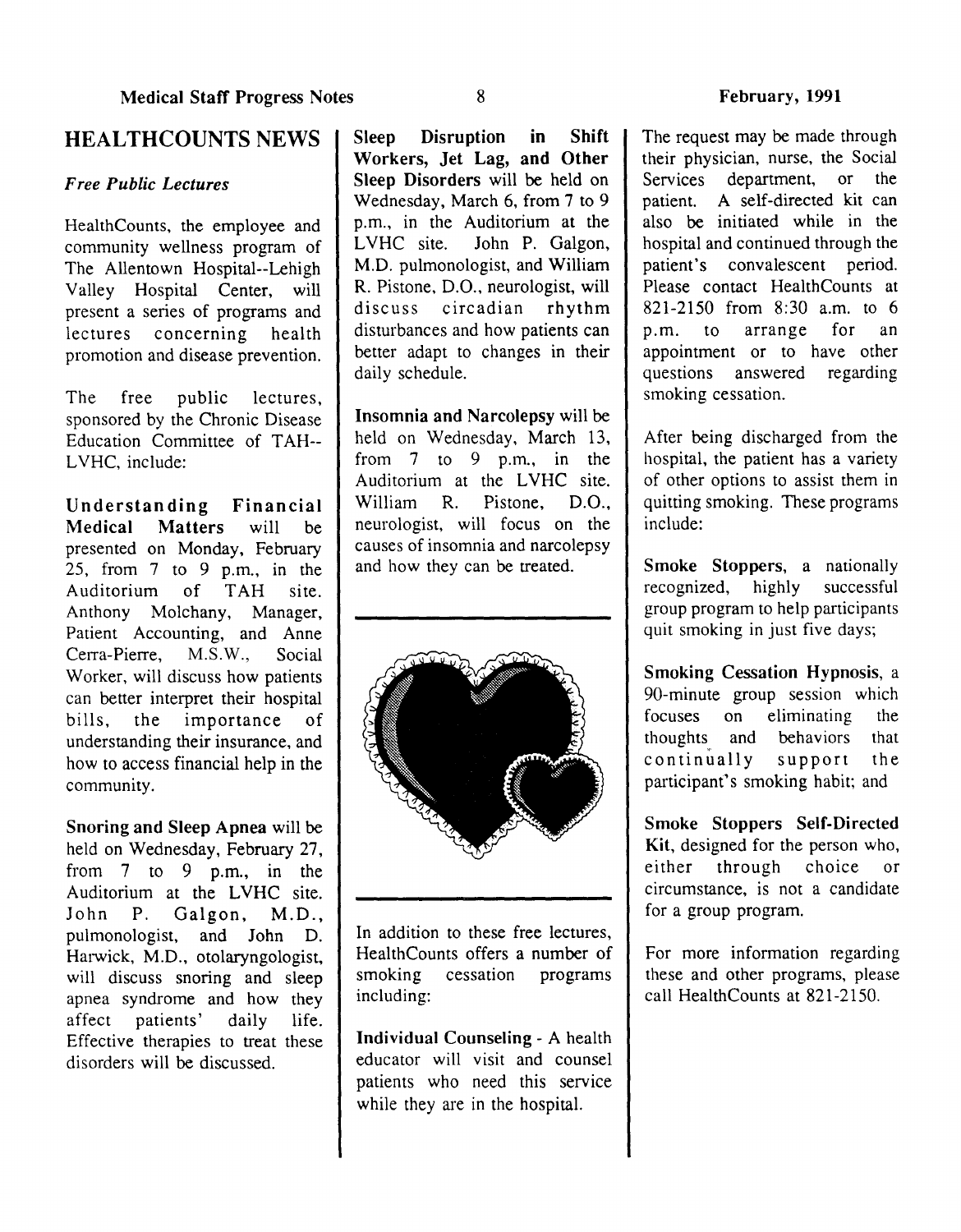## HEALTHCOUNTS NEWS

### *Free Public Lectures*

HealthCounts, the employee and community wellness program of The Allentown Hospital--Lehigh Valley Hospital Center, will present a series of programs and lectures concerning health promotion and disease prevention.

The free public lectures, sponsored by the Chronic Disease Education Committee of TAH--LVHC, include:

**Understanding Financial Medical Matters** will be presented on Monday, February 25, from 7 to 9 p.m., in the Auditorium of TAH site. Anthony Molchany, Manager, Patient Accounting, and Anne Cerra-Pierre, M.S.W., Social Worker, will discuss how patients can better interpret their hospital bills, the importance of understanding their insurance, and how to access financial help in the community.

**Snoring and Sleep Apnea** will be held on Wednesday, February 27, from 7 to 9 p.m., in the Auditorium at the LVHC site. John P. Galgon, M.D., pulmonologist, and John D. Harwick, M.D., otolaryngologist, will discuss snoring and sleep apnea syndrome and how they affect patients' daily life. Effective therapies to treat these disorders will be discussed.

**Sleep Disruption in Shift Workers, Jet Lag, and Other Sleep Disorders** will be held on Wednesday, March 6, from 7 to 9 p.m., in the Auditorium at the LVHC site. John P. Galgon, M.D. pulmonologist, and William R. Pistone, D.O., neurologist, will discuss circadian rhythm disturbances and how patients can better adapt to changes in their daily schedule.

**Insomnia and Narcolepsy** will be held on Wednesday, March 13, from 7 to 9 p.m., in the Auditorium at the LVHC site. William R. Pistone, D.O., neurologist, will focus on the causes of insomnia and narcolepsy and how they can be treated.

In addition to these free lectures, HealthCounts offers a number of smoking cessation programs including:

**Individual Counseling** - A health educator will visit and counsel patients who need this service while they are in the hospital. The request may be made through their physician, nurse, the Social Services department, or the patient. A self-directed kit can also be initiated while in the hospital and continued through the patient's convalescent period. Please contact HealthCounts at 821-2150 from 8:30 a.m. to 6 p.m. to arrange for an appointment or to have other questions answered regarding smoking cessation.

After being discharged from the hospital, the patient has a variety of other options to assist them in quitting smoking. These programs include:

**Smoke Stoppers**, a nationally recognized, highly successful group program to help participants quit smoking in just five days;

**Smoking Cessation Hypnosis**, a 90-minute group session which focuses on eliminating the thoughts and behaviors that continually support the participant's smoking habit; and

**Smoke Stoppers Self-Directed Kit**, designed for the person who, either through choice or circumstance, is not a candidate for a group program.

For more information regarding these and other programs, please call HealthCounts at 821-2150.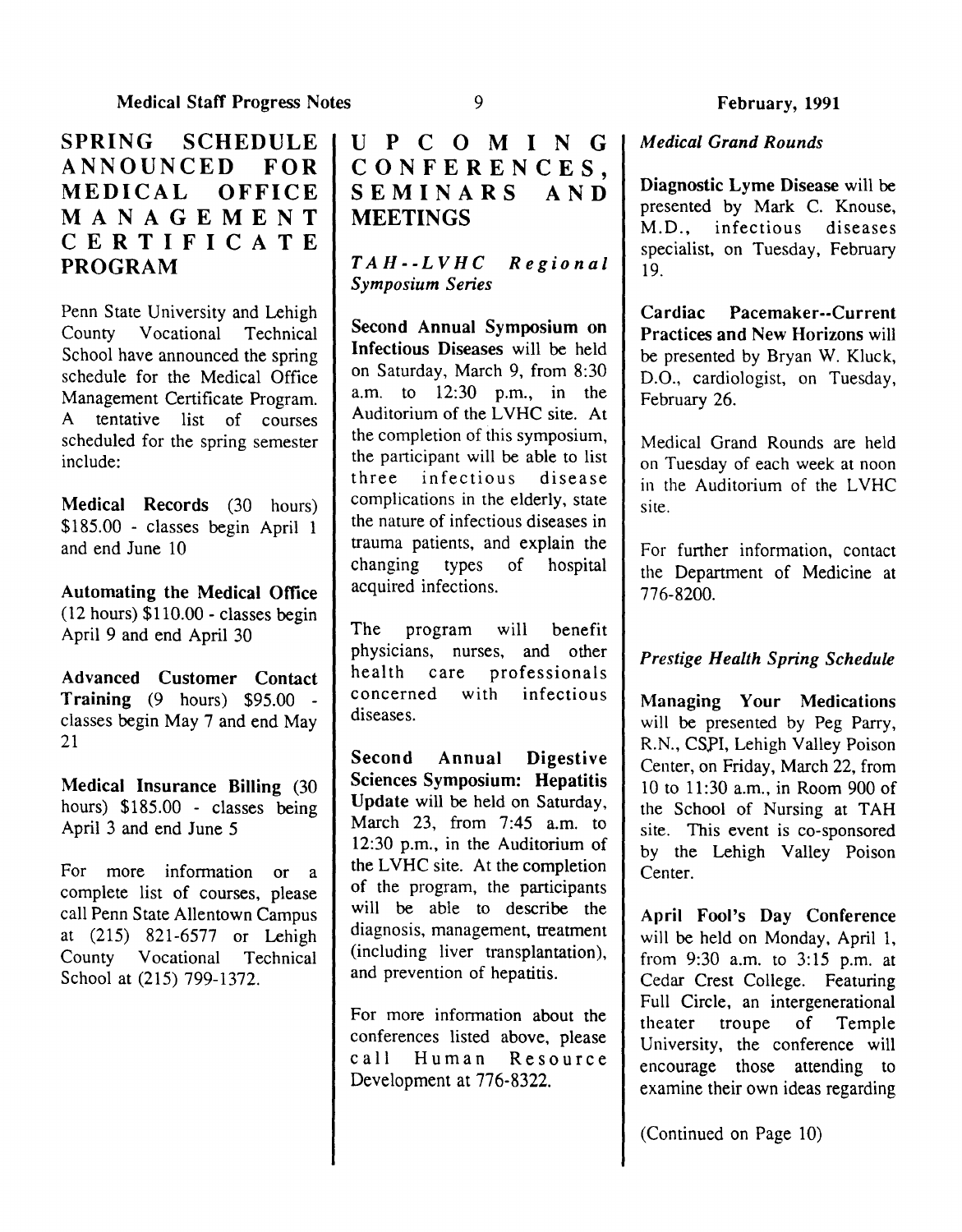## SPRING SCHEDULE ANNOUNCED FOR MEDICAL OFFICE MANAGEMENT CERTIFICATE PROGRAM

Penn State University and Lehigh County Vocational Technical School have announced the spring schedule for the Medical Office Management Certificate Program. A tentative list of courses scheduled for the spring semester include:

**Medical Records** (30 hours) $185.00 - classes begin April 1 and end June 10

**Automating the Medical Office** (12 hours) $110.00 - classes begin April 9 and end April 30

**Advanced Customer Contact Training** (9 hours) $95.00 - classes begin May 7 and end May 21

**Medical Insurance Billing** (30 hours) $185.00 - classes being April 3 and end June 5

For more information or a complete list of courses, please call Penn State Allentown Campus at (215) 821-6577 or Lehigh County Vocational Technical School at (215) 799-1372.

## UPCOMING CONFERENCES, SEMINARS AND MEETINGS

### *TAH--LVHC Regional Symposium Series*

**Second Annual Symposium on Infectious Diseases** will be held on Saturday, March 9, from 8:30 a.m. to 12:30 p.m., in the Auditorium of the LVHC site. At the completion of this symposium, the participant will be able to list three infectious disease complications in the elderly, state the nature of infectious diseases in trauma patients, and explain the changing types of hospital acquired infections.

The program will benefit physicians, nurses, and other health care professionals concerned with infectious diseases.

**Second Annual Digestive Sciences Symposium: Hepatitis Update** will be held on Saturday, March 23, from 7:45 a.m. to 12:30 p.m., in the Auditorium of the LVHC site. At the completion of the program, the participants will be able to describe the diagnosis, management, treatment (including liver transplantation), and prevention of hepatitis.

For more information about the conferences listed above, please call Human Resource Development at 776-8322.

### *Medical Grand Rounds*

**Diagnostic Lyme Disease** will be presented by Mark C. Knouse, M.D., infectious diseases specialist, on Tuesday, February 19.

**Cardiac Pacemaker--Current Practices and New Horizons** will be presented by Bryan W. Kluck, D.O., cardiologist, on Tuesday, February 26.

Medical Grand Rounds are held on Tuesday of each week at noon in the Auditorium of the LVHC site.

For further information, contact the Department of Medicine at 776-8200.

### *Prestige Health Spring Schedule*

**Managing Your Medications** will be presented by Peg Parry, R.N., CSPI, Lehigh Valley Poison Center, on Friday, March 22, from 10 to 11:30 a.m., in Room 900 of the School of Nursing at TAH site. This event is co-sponsored by the Lehigh Valley Poison Center.

**April Fool's Day Conference** will be held on Monday, April 1, from 9:30 a.m. to 3:15 p.m. at Cedar Crest College. Featuring Full Circle, an intergenerational theater troupe of Temple University, the conference will encourage those attending to examine their own ideas regarding

(Continued on Page 10)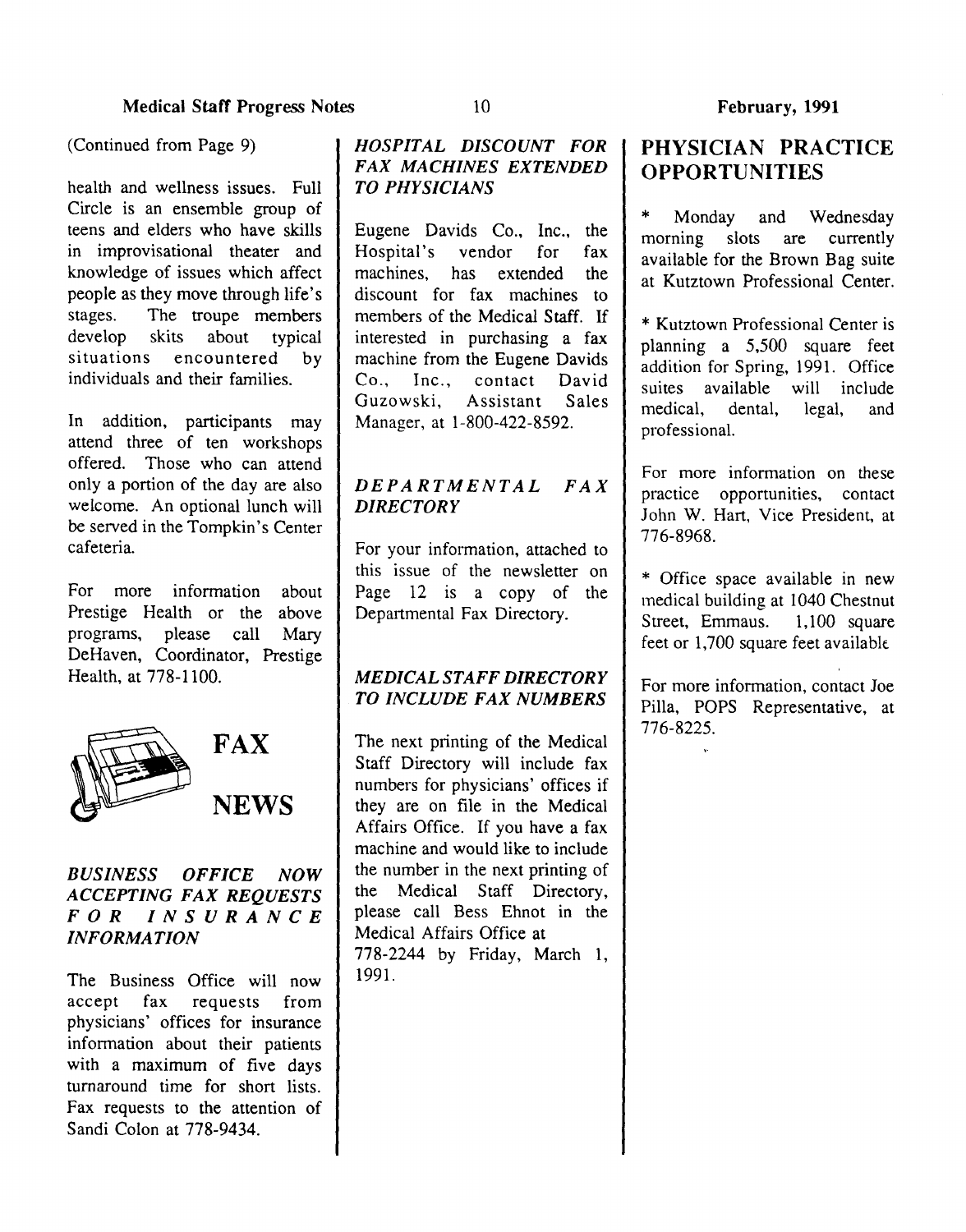(Continued from Page 9)

health and wellness issues. Full Circle is an ensemble group of teens and elders who have skills in improvisational theater and knowledge of issues which affect people as they move through life's stages. The troupe members develop skits about typical situations encountered by individuals and their families.

In addition, participants may attend three of ten workshops offered. Those who can attend only a portion of the day are also welcome. An optional lunch will be served in the Tompkin's Center cafeteria.

For more information about Prestige Health or the above programs, please call Mary DeHaven, Coordinator, Prestige Health, at 778-1100.

# FAX NEWS

### *BUSINESS OFFICE NOW ACCEPTING FAX REQUESTS FOR INSURANCE INFORMATION*

The Business Office will now accept fax requests from physicians' offices for insurance information about their patients with a maximum of five days turnaround time for short lists. Fax requests to the attention of Sandi Colon at 778-9434.

### *HOSPITAL DISCOUNT FOR FAX MACHINES EXTENDED TO PHYSICIANS*

Eugene Davids Co., Inc., the Hospital's vendor for fax machines, has extended the discount for fax machines to members of the Medical Staff. If interested in purchasing a fax machine from the Eugene Davids Co., Inc., contact David Guzowski, Assistant Sales Manager, at 1-800-422-8592.

### *DEPARTMENTAL FAX DIRECTORY*

For your information, attached to this issue of the newsletter on Page 12 is a copy of the Departmental Fax Directory.

### *MEDICAL STAFF DIRECTORY TO INCLUDE FAX NUMBERS*

The next printing of the Medical Staff Directory will include fax numbers for physicians' offices if they are on file in the Medical Affairs Office. If you have a fax machine and would like to include the number in the next printing of the Medical Staff Directory, please call Bess Ehnot in the Medical Affairs Office at 778-2244 by Friday, March 1, 1991.

## PHYSICIAN PRACTICE OPPORTUNITIES

* Monday and Wednesday morning slots are currently available for the Brown Bag suite at Kutztown Professional Center.

* Kutztown Professional Center is planning a 5,500 square feet addition for Spring, 1991. Office suites available will include medical, dental, legal, and professional.

For more information on these practice opportunities, contact John W. Hart, Vice President, at 776-8968.

* Office space available in new medical building at 1040 Chestnut Street, Emmaus. 1,100 square feet or 1,700 square feet available

For more information, contact Joe Pilla, POPS Representative, at 776-8225.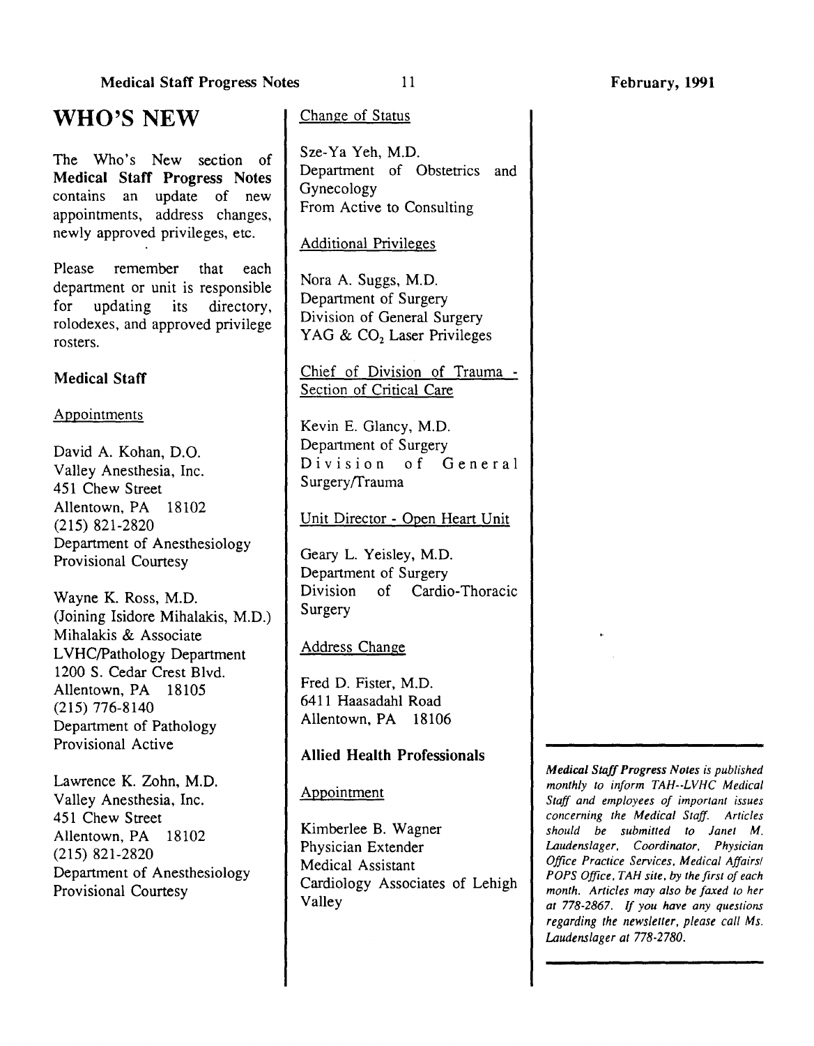# WHO'S NEW

The Who's New section of **Medical Staff Progress Notes** contains an update of new appointments, address changes, newly approved privileges, etc.

Please remember that each department or unit is responsible for updating its directory, rolodexes, and approved privilege rosters.

### Medical Staff

Appointments

David A. Kohan, D.O.
Valley Anesthesia, Inc.
451 Chew Street
Allentown, PA 18102
(215) 821-2820
Department of Anesthesiology
Provisional Courtesy

Wayne K. Ross, M.D.
(Joining Isidore Mihalakis, M.D.)
Mihalakis & Associate
LVHC/Pathology Department
1200 S. Cedar Crest Blvd.
Allentown, PA 18105
(215) 776-8140
Department of Pathology
Provisional Active

Lawrence K. Zohn, M.D.
Valley Anesthesia, Inc.
451 Chew Street
Allentown, PA 18102
(215) 821-2820
Department of Anesthesiology
Provisional Courtesy

Change of Status

Sze-Ya Yeh, M.D.
Department of Obstetrics and Gynecology
From Active to Consulting

Additional Privileges

Nora A. Suggs, M.D.
Department of Surgery
Division of General Surgery
YAG & $CO_2$ Laser Privileges

Chief of Division of Trauma - Section of Critical Care

Kevin E. Glancy, M.D.
Department of Surgery
Division of General Surgery/Trauma

Unit Director - Open Heart Unit

Geary L. Yeisley, M.D.
Department of Surgery
Division of Cardio-Thoracic Surgery

Address Change

Fred D. Fister, M.D.
6411 Haasadahl Road
Allentown, PA 18106

### Allied Health Professionals

Appointment

Kimberlee B. Wagner
Physician Extender
Medical Assistant
Cardiology Associates of Lehigh Valley

---

***Medical Staff Progress Notes** is published monthly to inform TAH--LVHC Medical Staff and employees of important issues concerning the Medical Staff. Articles should be submitted to Janet M. Laudenslager, Coordinator, Physician Office Practice Services, Medical Affairs/POPS Office, TAH site, by the first of each month. Articles may also be faxed to her at 778-2867. If you have any questions regarding the newsletter, please call Ms. Laudenslager at 778-2780.*

---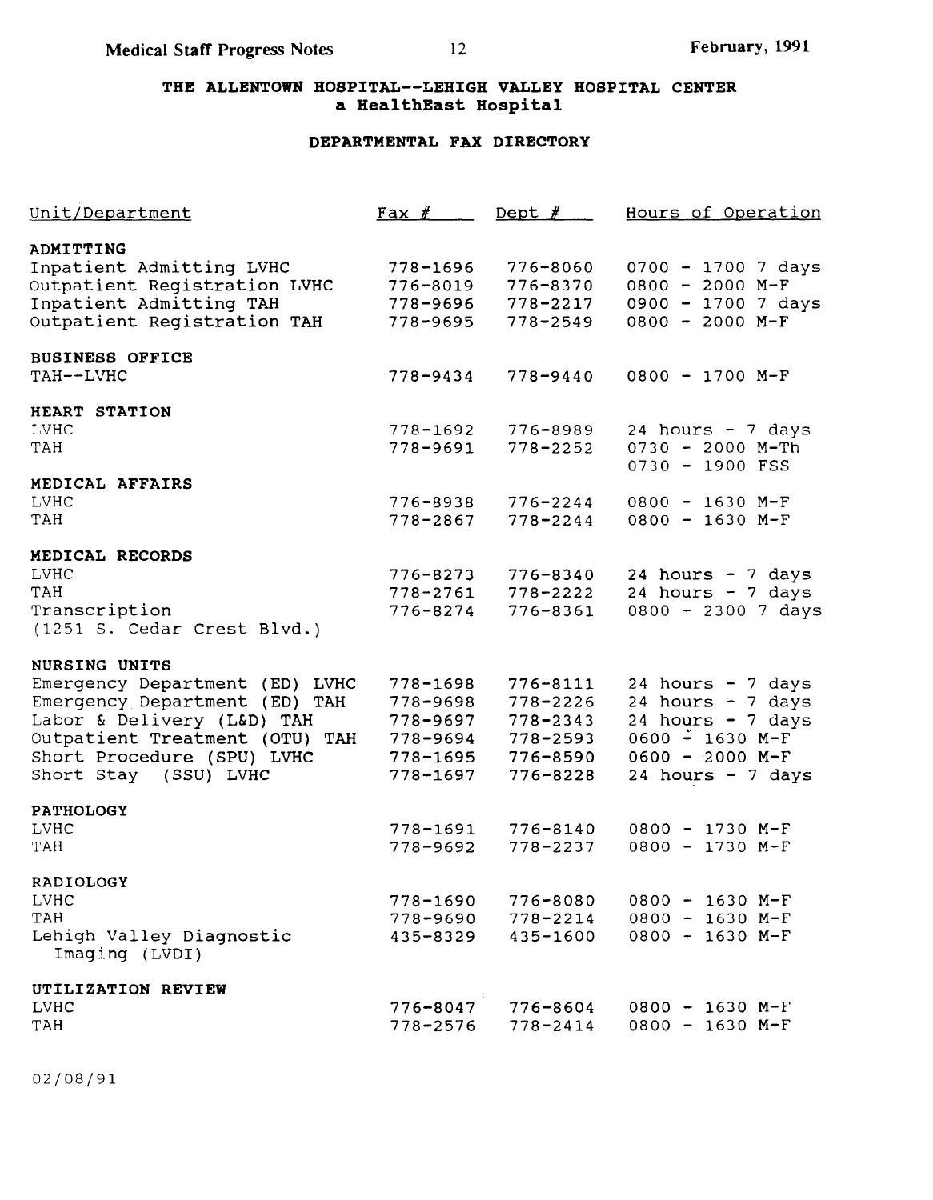## THE ALLENTOWN HOSPITAL--LEHIGH VALLEY HOSPITAL CENTER
### a HealthEast Hospital

### DEPARTMENTAL FAX DIRECTORY

| Unit/Department | Fax # | Dept # | Hours of Operation |
|---|---|---|---|
| **ADMITTING** | | | |
| Inpatient Admitting LVHC | 778-1696 | 776-8060 | 0700 - 1700 7 days |
| Outpatient Registration LVHC | 776-8019 | 776-8370 | 0800 - 2000 M-F |
| Inpatient Admitting TAH | 778-9696 | 778-2217 | 0900 - 1700 7 days |
| Outpatient Registration TAH | 778-9695 | 778-2549 | 0800 - 2000 M-F |
| **BUSINESS OFFICE** | | | |
| TAH--LVHC | 778-9434 | 778-9440 | 0800 - 1700 M-F |
| **HEART STATION** | | | |
| LVHC | 778-1692 | 776-8989 | 24 hours - 7 days |
| TAH | 778-9691 | 778-2252 | 0730 - 2000 M-Th<br>0730 - 1900 FSS |
| **MEDICAL AFFAIRS** | | | |
| LVHC | 776-8938 | 776-2244 | 0800 - 1630 M-F |
| TAH | 778-2867 | 778-2244 | 0800 - 1630 M-F |
| **MEDICAL RECORDS** | | | |
| LVHC | 776-8273 | 776-8340 | 24 hours - 7 days |
| TAH | 778-2761 | 778-2222 | 24 hours - 7 days |
| Transcription (1251 S. Cedar Crest Blvd.) | 776-8274 | 776-8361 | 0800 - 2300 7 days |
| **NURSING UNITS** | | | |
| Emergency Department (ED) LVHC | 778-1698 | 776-8111 | 24 hours - 7 days |
| Emergency Department (ED) TAH | 778-9698 | 778-2226 | 24 hours - 7 days |
| Labor & Delivery (L&D) TAH | 778-9697 | 778-2343 | 24 hours - 7 days |
| Outpatient Treatment (OTU) TAH | 778-9694 | 778-2593 | 0600 - 1630 M-F |
| Short Procedure (SPU) LVHC | 778-1695 | 776-8590 | 0600 - 2000 M-F |
| Short Stay (SSU) LVHC | 778-1697 | 776-8228 | 24 hours - 7 days |
| **PATHOLOGY** | | | |
| LVHC | 778-1691 | 776-8140 | 0800 - 1730 M-F |
| TAH | 778-9692 | 778-2237 | 0800 - 1730 M-F |
| **RADIOLOGY** | | | |
| LVHC | 778-1690 | 776-8080 | 0800 - 1630 M-F |
| TAH | 778-9690 | 778-2214 | 0800 - 1630 M-F |
| Lehigh Valley Diagnostic Imaging (LVDI) | 435-8329 | 435-1600 | 0800 - 1630 M-F |
| **UTILIZATION REVIEW** | | | |
| LVHC | 776-8047 | 776-8604 | 0800 - 1630 M-F |
| TAH | 778-2576 | 778-2414 | 0800 - 1630 M-F |

02/08/91